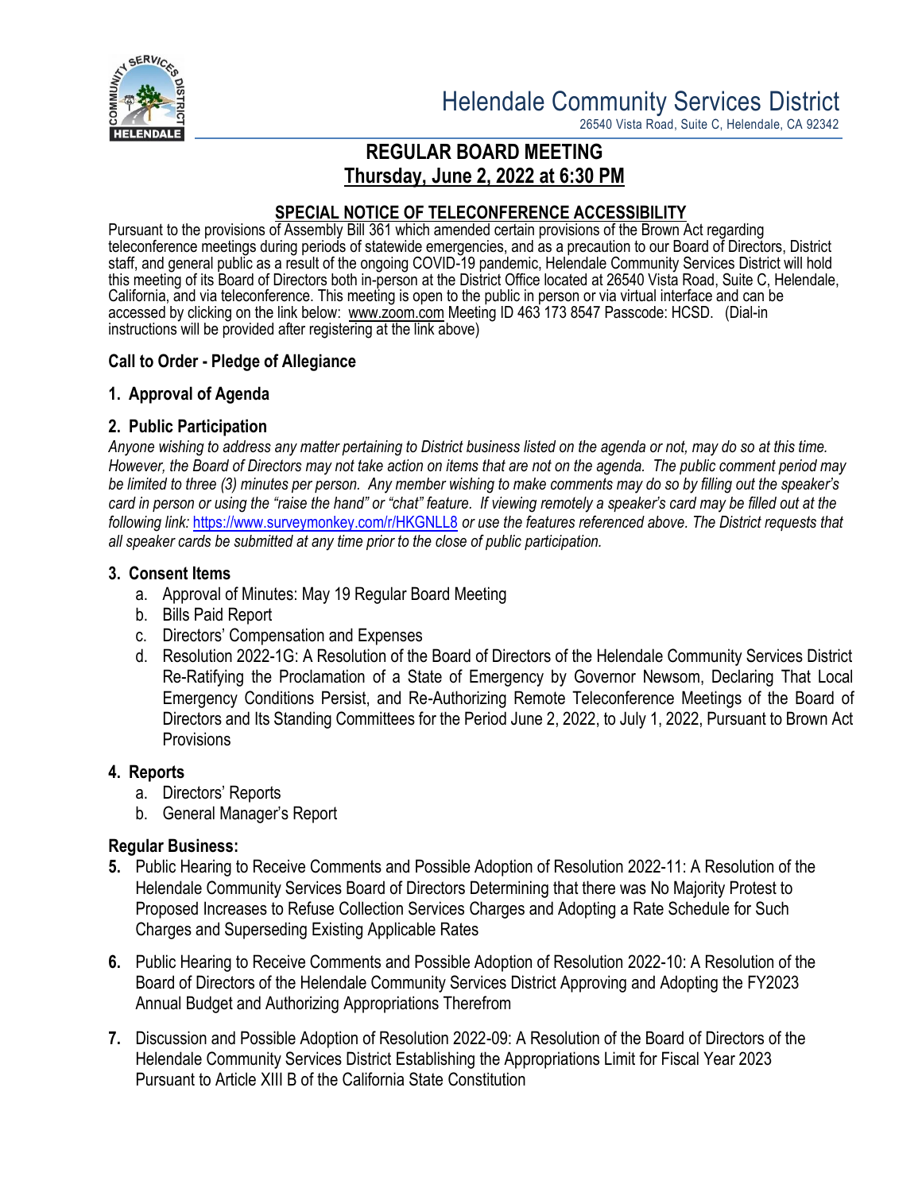# Helendale Community Services District

26540 Vista Road, Suite C, Helendale, CA 92342

## REGULAR BOARD MEETING

**Thursday, June 2, 2022 at 6:30 PM**

### SPECIAL NOTICE OF TELECONFERENCE ACCESSIBILITY

Pursuant to the provisions of Assembly Bill 361 which amended certain provisions of the Brown Act regarding teleconference meetings during periods of statewide emergencies, and as a precaution to our Board of Directors, District staff, and general public as a result of the ongoing COVID-19 pandemic, Helendale Community Services District will hold this meeting of its Board of Directors both in-person at the District Office located at 26540 Vista Road, Suite C, Helendale, California, and via teleconference. This meeting is open to the public in person or via virtual interface and can be accessed by clicking on the link below: www.zoom.com Meeting ID 463 173 8547 Passcode: HCSD. (Dial-in instructions will be provided after registering at the link above)

**Call to Order - Pledge of Allegiance**

**1. Approval of Agenda**

**2. Public Participation**

*Anyone wishing to address any matter pertaining to District business listed on the agenda or not, may do so at this time. However, the Board of Directors may not take action on items that are not on the agenda. The public comment period may be limited to three (3) minutes per person. Any member wishing to make comments may do so by filling out the speaker's card in person or using the "raise the hand" or "chat" feature. If viewing remotely a speaker's card may be filled out at the following link:* https://www.surveymonkey.com/r/HKGNLL8 *or use the features referenced above. The District requests that all speaker cards be submitted at any time prior to the close of public participation.*

**3. Consent Items**

a. Approval of Minutes: May 19 Regular Board Meeting
b. Bills Paid Report
c. Directors' Compensation and Expenses
d. Resolution 2022-1G: A Resolution of the Board of Directors of the Helendale Community Services District Re-Ratifying the Proclamation of a State of Emergency by Governor Newsom, Declaring That Local Emergency Conditions Persist, and Re-Authorizing Remote Teleconference Meetings of the Board of Directors and Its Standing Committees for the Period June 2, 2022, to July 1, 2022, Pursuant to Brown Act Provisions

**4. Reports**

a. Directors' Reports
b. General Manager's Report

**Regular Business:**

**5.** Public Hearing to Receive Comments and Possible Adoption of Resolution 2022-11: A Resolution of the Helendale Community Services Board of Directors Determining that there was No Majority Protest to Proposed Increases to Refuse Collection Services Charges and Adopting a Rate Schedule for Such Charges and Superseding Existing Applicable Rates

**6.** Public Hearing to Receive Comments and Possible Adoption of Resolution 2022-10: A Resolution of the Board of Directors of the Helendale Community Services District Approving and Adopting the FY2023 Annual Budget and Authorizing Appropriations Therefrom

**7.** Discussion and Possible Adoption of Resolution 2022-09: A Resolution of the Board of Directors of the Helendale Community Services District Establishing the Appropriations Limit for Fiscal Year 2023 Pursuant to Article XIII B of the California State Constitution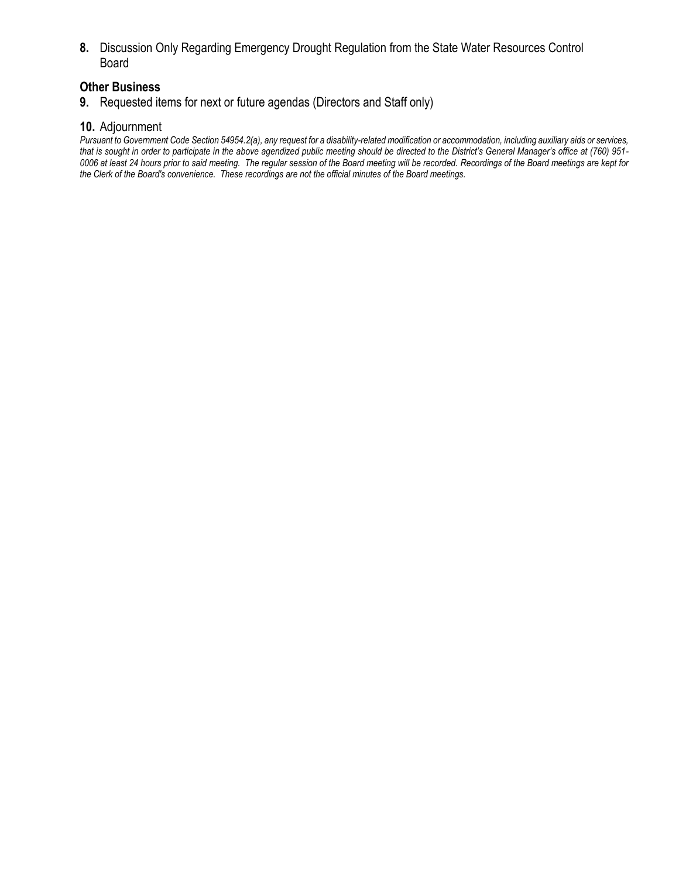**8.** Discussion Only Regarding Emergency Drought Regulation from the State Water Resources Control Board

### Other Business

**9.** Requested items for next or future agendas (Directors and Staff only)

**10.** Adjournment

*Pursuant to Government Code Section 54954.2(a), any request for a disability-related modification or accommodation, including auxiliary aids or services, that is sought in order to participate in the above agendized public meeting should be directed to the District's General Manager's office at (760) 951-0006 at least 24 hours prior to said meeting. The regular session of the Board meeting will be recorded. Recordings of the Board meetings are kept for the Clerk of the Board's convenience. These recordings are not the official minutes of the Board meetings.*